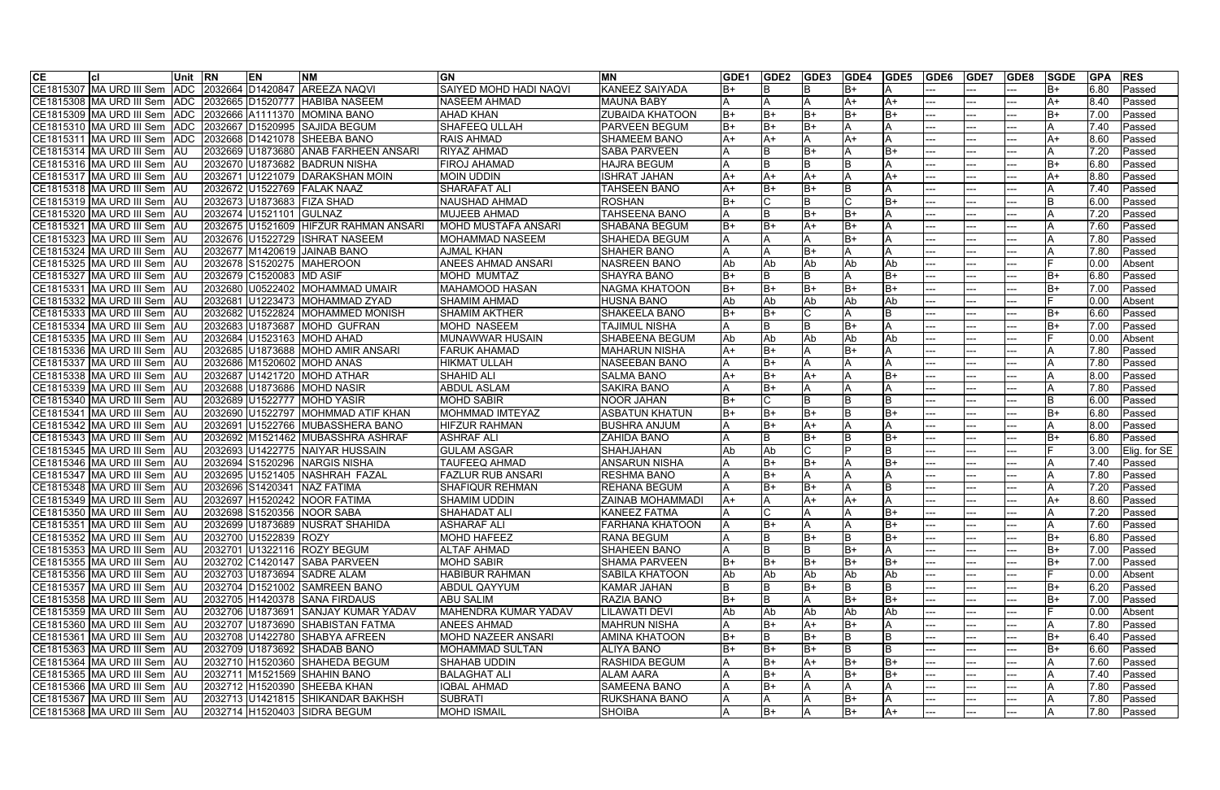| CE | cl | Unit | RN | EN | NM | GN | MN | GDE1 | GDE2 | GDE3 | GDE4 | GDE5 | GDE6 | GDE7 | GDE8 | SGDE | GPA | RES |
|---|---|---|---|---|---|---|---|---|---|---|---|---|---|---|---|---|---|---|
| CE1815307 | MA URD III Sem | ADC | 2032664 | D1420847 | AREEZA NAQVI | SAIYED MOHD HADI NAQVI | KANEEZ SAIYADA | B+ | B | B | B+ | A | --- | --- | --- | B+ | 6.80 | Passed |
| CE1815308 | MA URD III Sem | ADC | 2032665 | D1520777 | HABIBA NASEEM | NASEEM AHMAD | MAUNA BABY | A | A | A | A+ | A+ | --- | --- | --- | A+ | 8.40 | Passed |
| CE1815309 | MA URD III Sem | ADC | 2032666 | A1111370 | MOMINA BANO | AHAD KHAN | ZUBAIDA KHATOON | B+ | B+ | B+ | B+ | B+ | --- | --- | --- | B+ | 7.00 | Passed |
| CE1815310 | MA URD III Sem | ADC | 2032667 | D1520995 | SAJIDA BEGUM | SHAFEEQ ULLAH | PARVEEN BEGUM | B+ | B+ | B+ | A | A | --- | --- | --- | A | 7.40 | Passed |
| CE1815311 | MA URD III Sem | ADC | 2032668 | D1421078 | SHEEBA BANO | RAIS AHMAD | SHAMEEM BANO | A+ | A+ | A | A+ | A | --- | --- | --- | A+ | 8.60 | Passed |
| CE1815314 | MA URD III Sem | AU | 2032669 | U1873680 | ANAB FARHEEN ANSARI | RIYAZ AHMAD | SABA PARVEEN | A | B | B+ | A | B+ | --- | --- | --- | A | 7.20 | Passed |
| CE1815316 | MA URD III Sem | AU | 2032670 | U1873682 | BADRUN NISHA | FIROJ AHAMAD | HAJRA BEGUM | A | B | B | B | A | --- | --- | --- | B+ | 6.80 | Passed |
| CE1815317 | MA URD III Sem | AU | 2032671 | U1221079 | DARAKSHAN MOIN | MOIN UDDIN | ISHRAT JAHAN | A+ | A+ | A+ | A | A+ | --- | --- | --- | A+ | 8.80 | Passed |
| CE1815318 | MA URD III Sem | AU | 2032672 | U1522769 | FALAK NAAZ | SHARAFAT ALI | TAHSEEN BANO | A+ | B+ | B+ | B | A | --- | --- | --- | A | 7.40 | Passed |
| CE1815319 | MA URD III Sem | AU | 2032673 | U1873683 | FIZA SHAD | NAUSHAD AHMAD | ROSHAN | B+ | C | B | C | B+ | --- | --- | --- | B | 6.00 | Passed |
| CE1815320 | MA URD III Sem | AU | 2032674 | U1521101 | GULNAZ | MUJEEB AHMAD | TAHSEENA BANO | A | B | B+ | B+ | A | --- | --- | --- | A | 7.20 | Passed |
| CE1815321 | MA URD III Sem | AU | 2032675 | U1521609 | HIFZUR RAHMAN ANSARI | MOHD MUSTAFA ANSARI | SHABANA BEGUM | B+ | B+ | A+ | B+ | A | --- | --- | --- | A | 7.60 | Passed |
| CE1815323 | MA URD III Sem | AU | 2032676 | U1522729 | ISHRAT NASEEM | MOHAMMAD NASEEM | SHAHEDA BEGUM | A | A | A | B+ | A | --- | --- | --- | A | 7.80 | Passed |
| CE1815324 | MA URD III Sem | AU | 2032677 | M1420619 | JAINAB BANO | AJMAL KHAN | SHAHER BANO | A | A | B+ | A | A | --- | --- | --- | A | 7.80 | Passed |
| CE1815325 | MA URD III Sem | AU | 2032678 | S1520275 | MAHEROON | ANEES AHMAD ANSARI | NASREEN BANO | Ab | Ab | Ab | Ab | Ab | --- | --- | --- | F | 0.00 | Absent |
| CE1815327 | MA URD III Sem | AU | 2032679 | C1520083 | MD ASIF | MOHD MUMTAZ | SHAYRA BANO | B+ | B | B | A | B+ | --- | --- | --- | B+ | 6.80 | Passed |
| CE1815331 | MA URD III Sem | AU | 2032680 | U0522402 | MOHAMMAD UMAIR | MAHAMOOD HASAN | NAGMA KHATOON | B+ | B+ | B+ | B+ | B+ | --- | --- | --- | B+ | 7.00 | Passed |
| CE1815332 | MA URD III Sem | AU | 2032681 | U1223473 | MOHAMMAD ZYAD | SHAMIM AHMAD | HUSNA BANO | Ab | Ab | Ab | Ab | Ab | --- | --- | --- | F | 0.00 | Absent |
| CE1815333 | MA URD III Sem | AU | 2032682 | U1522824 | MOHAMMED MONISH | SHAMIM AKTHER | SHAKEELA BANO | B+ | B+ | C | A | B | --- | --- | --- | B+ | 6.60 | Passed |
| CE1815334 | MA URD III Sem | AU | 2032683 | U1873687 | MOHD GUFRAN | MOHD NASEEM | TAJIMUL NISHA | A | B | B | B+ | A | --- | --- | --- | B+ | 7.00 | Passed |
| CE1815335 | MA URD III Sem | AU | 2032684 | U1523163 | MOHD AHAD | MUNAWWAR HUSAIN | SHABEENA BEGUM | Ab | Ab | Ab | Ab | Ab | --- | --- | --- | F | 0.00 | Absent |
| CE1815336 | MA URD III Sem | AU | 2032685 | U1873688 | MOHD AMIR ANSARI | FARUK AHAMAD | MAHARUN NISHA | A+ | B+ | A | B+ | A | --- | --- | --- | A | 7.80 | Passed |
| CE1815337 | MA URD III Sem | AU | 2032686 | M1520602 | MOHD ANAS | HIKMAT ULLAH | NASEEBAN BANO | A | B+ | A | A | A | --- | --- | --- | A | 7.80 | Passed |
| CE1815338 | MA URD III Sem | AU | 2032687 | U1421720 | MOHD ATHAR | SHAHID ALI | SALMA BANO | A+ | B+ | A+ | A | B+ | --- | --- | --- | A | 8.00 | Passed |
| CE1815339 | MA URD III Sem | AU | 2032688 | U1873686 | MOHD NASIR | ABDUL ASLAM | SAKIRA BANO | A | B+ | A | A | A | --- | --- | --- | A | 7.80 | Passed |
| CE1815340 | MA URD III Sem | AU | 2032689 | U1522777 | MOHD YASIR | MOHD SABIR | NOOR JAHAN | B+ | C | B | B | B | --- | --- | --- | B | 6.00 | Passed |
| CE1815341 | MA URD III Sem | AU | 2032690 | U1522797 | MOHMMAD ATIF KHAN | MOHMMAD IMTEYAZ | ASBATUN KHATUN | B+ | B+ | B+ | B | B+ | --- | --- | --- | B+ | 6.80 | Passed |
| CE1815342 | MA URD III Sem | AU | 2032691 | U1522766 | MUBASSHERA BANO | HIFZUR RAHMAN | BUSHRA ANJUM | A | B+ | A+ | A | A | --- | --- | --- | A | 8.00 | Passed |
| CE1815343 | MA URD III Sem | AU | 2032692 | M1521462 | MUBASSHRA ASHRAF | ASHRAF ALI | ZAHIDA BANO | A | B | B+ | B | B+ | --- | --- | --- | B+ | 6.80 | Passed |
| CE1815345 | MA URD III Sem | AU | 2032693 | U1422775 | NAIYAR HUSSAIN | GULAM ASGAR | SHAHJAHAN | Ab | Ab | C | P | B | --- | --- | --- | F | 3.00 | Elig. for SE |
| CE1815346 | MA URD III Sem | AU | 2032694 | S1520296 | NARGIS NISHA | TAUFEEQ AHMAD | ANSARUN NISHA | A | B+ | B+ | A | B+ | --- | --- | --- | A | 7.40 | Passed |
| CE1815347 | MA URD III Sem | AU | 2032695 | U1521405 | NASHRAH FAZAL | FAZLUR RUB ANSARI | RESHMA BANO | A | B+ | A | A | A | --- | --- | --- | A | 7.80 | Passed |
| CE1815348 | MA URD III Sem | AU | 2032696 | S1420341 | NAZ FATIMA | SHAFIQUR REHMAN | REHANA BEGUM | A | B+ | B+ | A | B | --- | --- | --- | A | 7.20 | Passed |
| CE1815349 | MA URD III Sem | AU | 2032697 | H1520242 | NOOR FATIMA | SHAMIM UDDIN | ZAINAB MOHAMMADI | A+ | A | A+ | A+ | A | --- | --- | --- | A+ | 8.60 | Passed |
| CE1815350 | MA URD III Sem | AU | 2032698 | S1520356 | NOOR SABA | SHAHADAT ALI | KANEEZ FATMA | A | C | A | A | B+ | --- | --- | --- | A | 7.20 | Passed |
| CE1815351 | MA URD III Sem | AU | 2032699 | U1873689 | NUSRAT SHAHIDA | ASHARAF ALI | FARHANA KHATOON | A | B+ | A | A | B+ | --- | --- | --- | A | 7.60 | Passed |
| CE1815352 | MA URD III Sem | AU | 2032700 | U1522839 | ROZY | MOHD HAFEEZ | RANA BEGUM | A | B | B+ | B | B+ | --- | --- | --- | B+ | 6.80 | Passed |
| CE1815353 | MA URD III Sem | AU | 2032701 | U1322116 | ROZY BEGUM | ALTAF AHMAD | SHAHEEN BANO | A | B | B | B+ | A | --- | --- | --- | B+ | 7.00 | Passed |
| CE1815355 | MA URD III Sem | AU | 2032702 | C1420147 | SABA PARVEEN | MOHD SABIR | SHAMA PARVEEN | B+ | B+ | B+ | B+ | B+ | --- | --- | --- | B+ | 7.00 | Passed |
| CE1815356 | MA URD III Sem | AU | 2032703 | U1873694 | SADRE ALAM | HABIBUR RAHMAN | SABILA KHATOON | Ab | Ab | Ab | Ab | Ab | --- | --- | --- | F | 0.00 | Absent |
| CE1815357 | MA URD III Sem | AU | 2032704 | D1521002 | SAMREEN BANO | ABDUL QAYYUM | KAMAR JAHAN | B | B | B+ | B | B | --- | --- | --- | B+ | 6.20 | Passed |
| CE1815358 | MA URD III Sem | AU | 2032705 | H1420378 | SANA FIRDAUS | ABU SALIM | RAZIA BANO | B+ | B | A | B+ | B+ | --- | --- | --- | B+ | 7.00 | Passed |
| CE1815359 | MA URD III Sem | AU | 2032706 | U1873691 | SANJAY KUMAR YADAV | MAHENDRA KUMAR YADAV | LILAWATI DEVI | Ab | Ab | Ab | Ab | Ab | --- | --- | --- | F | 0.00 | Absent |
| CE1815360 | MA URD III Sem | AU | 2032707 | U1873690 | SHABISTAN FATMA | ANEES AHMAD | MAHRUN NISHA | A | B+ | A+ | B+ | A | --- | --- | --- | A | 7.80 | Passed |
| CE1815361 | MA URD III Sem | AU | 2032708 | U1422780 | SHABYA AFREEN | MOHD NAZEER ANSARI | AMINA KHATOON | B+ | B | B+ | B | B | --- | --- | --- | B+ | 6.40 | Passed |
| CE1815363 | MA URD III Sem | AU | 2032709 | U1873692 | SHADAB BANO | MOHAMMAD SULTAN | ALIYA BANO | B+ | B+ | B+ | B | B | --- | --- | --- | B+ | 6.60 | Passed |
| CE1815364 | MA URD III Sem | AU | 2032710 | H1520360 | SHAHEDA BEGUM | SHAHAB UDDIN | RASHIDA BEGUM | A | B+ | A+ | B+ | B+ | --- | --- | --- | A | 7.60 | Passed |
| CE1815365 | MA URD III Sem | AU | 2032711 | M1521569 | SHAHIN BANO | BALAGHAT ALI | ALAM AARA | A | B+ | A | B+ | B+ | --- | --- | --- | A | 7.40 | Passed |
| CE1815366 | MA URD III Sem | AU | 2032712 | H1520390 | SHEEBA KHAN | IQBAL AHMAD | SAMEENA BANO | A | B+ | A | A | A | --- | --- | --- | A | 7.80 | Passed |
| CE1815367 | MA URD III Sem | AU | 2032713 | U1421815 | SHIKANDAR BAKHSH | SUBRATI | RUKSHANA BANO | A | A | A | B+ | A | --- | --- | --- | A | 7.80 | Passed |
| CE1815368 | MA URD III Sem | AU | 2032714 | H1520403 | SIDRA BEGUM | MOHD ISMAIL | SHOIBA | A | B+ | A | B+ | A+ | --- | --- | --- | A | 7.80 | Passed |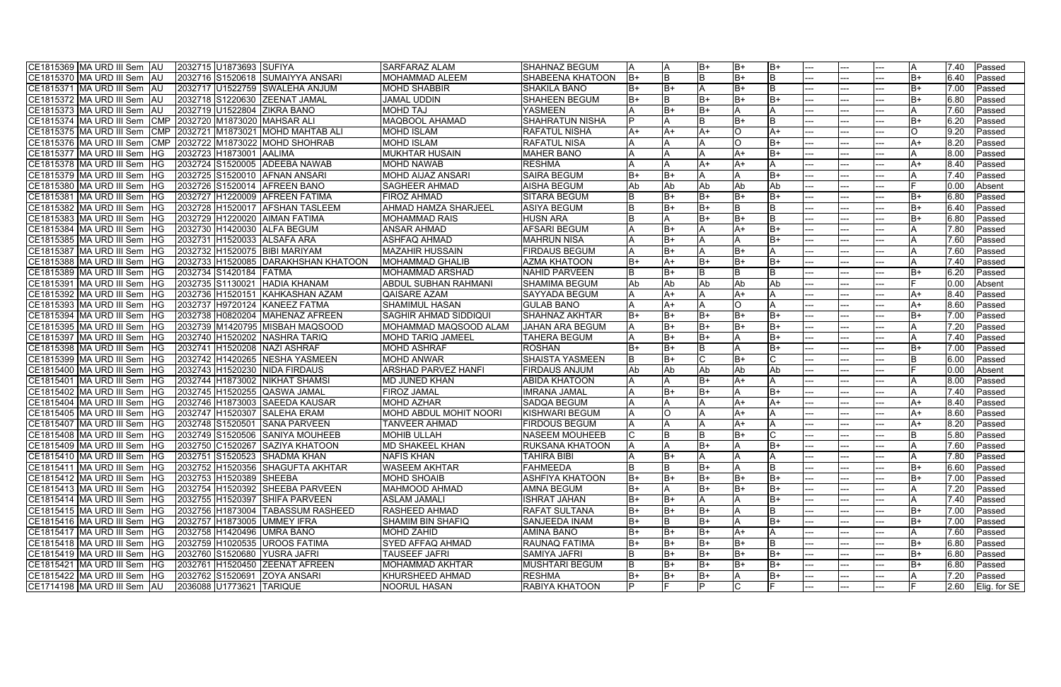| | | | | | | | | | | | | | | | | | | | |
|---|---|---|---|---|---|---|---|---|---|---|---|---|---|---|---|---|---|---|---|
| CE1815369 | MA URD III Sem | AU | 2032715 | U1873669 | SUFIYA | SARFARAZ ALAM | SHAHNAZ BEGUM | A | A | B+ | B+ | B+ | --- | --- | --- | A | 7.40 | Passed |
| CE1815370 | MA URD III Sem | AU | 2032716 | S1520618 | SUMAIYYA ANSARI | MOHAMMAD ALEEM | SHABEENA KHATOON | B+ | B | B | B+ | B | --- | --- | --- | B+ | 6.40 | Passed |
| CE1815371 | MA URD III Sem | AU | 2032717 | U1522759 | SWALEHA ANJUM | MOHD SHABBIR | SHAKILA BANO | B+ | B+ | A | B+ | B | --- | --- | --- | B+ | 7.00 | Passed |
| CE1815372 | MA URD III Sem | AU | 2032718 | S1220630 | ZEENAT JAMAL | JAMAL UDDIN | SHAHEEN BEGUM | B+ | B | B+ | B+ | B+ | --- | --- | --- | B+ | 6.80 | Passed |
| CE1815373 | MA URD III Sem | AU | 2032719 | U1522804 | ZIKRA BANO | MOHD TAJ | YASMEEN | A | B+ | B+ | A | A | --- | --- | --- | A | 7.60 | Passed |
| CE1815374 | MA URD III Sem | CMP | 2032720 | M1873020 | MAHSAR ALI | MAQBOOL AHAMAD | SHAHRATUN NISHA | P | A | B | B+ | B | --- | --- | --- | B+ | 6.20 | Passed |
| CE1815375 | MA URD III Sem | CMP | 2032721 | M1873021 | MOHD MAHTAB ALI | MOHD ISLAM | RAFATUL NISHA | A+ | A+ | A+ | O | A+ | --- | --- | --- | O | 9.20 | Passed |
| CE1815376 | MA URD III Sem | CMP | 2032722 | M1873022 | MOHD SHOHRAB | MOHD ISLAM | RAFATUL NISA | A | A | A | O | B+ | --- | --- | --- | A+ | 8.20 | Passed |
| CE1815377 | MA URD III Sem | HG | 2032723 | H1873001 | AALIMA | MUKHTAR HUSAIN | MAHER BANO | A | A | A | A+ | B+ | --- | --- | --- | A | 8.00 | Passed |
| CE1815378 | MA URD III Sem | HG | 2032724 | S1520005 | ADEEBA NAWAB | MOHD NAWAB | RESHMA | A | A | A+ | A+ | A | --- | --- | --- | A+ | 8.40 | Passed |
| CE1815379 | MA URD III Sem | HG | 2032725 | S1520010 | AFNAN ANSARI | MOHD AIJAZ ANSARI | SAIRA BEGUM | B+ | B+ | A | A | B+ | --- | --- | --- | A | 7.40 | Passed |
| CE1815380 | MA URD III Sem | HG | 2032726 | S1520014 | AFREEN BANO | SAGHEER AHMAD | AISHA BEGUM | Ab | Ab | Ab | Ab | Ab | --- | --- | --- | F | 0.00 | Absent |
| CE1815381 | MA URD III Sem | HG | 2032727 | H1220009 | AFREEN FATIMA | FIROZ AHMAD | SITARA BEGUM | B | B+ | B+ | B+ | B+ | --- | --- | --- | B+ | 6.80 | Passed |
| CE1815382 | MA URD III Sem | HG | 2032728 | H1520017 | AFSHAN TASLEEM | AHMAD HAMZA SHARJEEL | ASIYA BEGUM | B | B+ | B+ | B | B | --- | --- | --- | B+ | 6.40 | Passed |
| CE1815383 | MA URD III Sem | HG | 2032729 | H1220020 | AIMAN FATIMA | MOHAMMAD RAIS | HUSN ARA | B | A | B+ | B+ | B | --- | --- | --- | B+ | 6.80 | Passed |
| CE1815384 | MA URD III Sem | HG | 2032730 | H1420030 | ALFA BEGUM | ANSAR AHMAD | AFSARI BEGUM | A | B+ | A | A+ | B+ | --- | --- | --- | A | 7.80 | Passed |
| CE1815385 | MA URD III Sem | HG | 2032731 | H1520033 | ALSAFA ARA | ASHFAQ AHMAD | MAHRUN NISA | A | B+ | A | A | B+ | --- | --- | --- | A | 7.60 | Passed |
| CE1815387 | MA URD III Sem | HG | 2032732 | H1520075 | BIBI MARIYAM | MAZAHIR HUSSAIN | FIRDAUS BEGUM | A | B+ | A | B+ | A | --- | --- | --- | A | 7.60 | Passed |
| CE1815388 | MA URD III Sem | HG | 2032733 | H1520085 | DARAKHSHAN KHATOON | MOHAMMAD GHALIB | AZMA KHATOON | B+ | A+ | B+ | B+ | B+ | --- | --- | --- | A | 7.40 | Passed |
| CE1815389 | MA URD III Sem | HG | 2032734 | S1420184 | FATMA | MOHAMMAD ARSHAD | NAHID PARVEEN | B | B+ | B | B | B | --- | --- | --- | B+ | 6.20 | Passed |
| CE1815391 | MA URD III Sem | HG | 2032735 | S1130021 | HADIA KHANAM | ABDUL SUBHAN RAHMANI | SHAMIMA BEGUM | Ab | Ab | Ab | Ab | Ab | --- | --- | --- | F | 0.00 | Absent |
| CE1815392 | MA URD III Sem | HG | 2032736 | H1520151 | KAHKASHAN AZAM | QAISARE AZAM | SAYYADA BEGUM | A | A+ | A | A+ | A | --- | --- | --- | A+ | 8.40 | Passed |
| CE1815393 | MA URD III Sem | HG | 2032737 | H9720124 | KANEEZ FATMA | SHAMIMUL HASAN | GULAB BANO | A | A+ | A | O | A | --- | --- | --- | A+ | 8.60 | Passed |
| CE1815394 | MA URD III Sem | HG | 2032738 | H0820204 | MAHENAZ AFREEN | SAGHIR AHMAD SIDDIQUI | SHAHNAZ AKHTAR | B+ | B+ | B+ | B+ | B+ | --- | --- | --- | B+ | 7.00 | Passed |
| CE1815395 | MA URD III Sem | HG | 2032739 | M1420795 | MISBAH MAQSOOD | MOHAMMAD MAQSOOD ALAM | JAHAN ARA BEGUM | A | B+ | B+ | B+ | B+ | --- | --- | --- | A | 7.20 | Passed |
| CE1815397 | MA URD III Sem | HG | 2032740 | H1520202 | NASHRA TARIQ | MOHD TARIQ JAMEEL | TAHERA BEGUM | A | B+ | B+ | A | B+ | --- | --- | --- | A | 7.40 | Passed |
| CE1815398 | MA URD III Sem | HG | 2032741 | H1520208 | NAZI ASHRAF | MOHD ASHRAF | ROSHAN | B+ | B+ | B | A | B+ | --- | --- | --- | B+ | 7.00 | Passed |
| CE1815399 | MA URD III Sem | HG | 2032742 | H1420265 | NESHA YASMEEN | MOHD ANWAR | SHAISTA YASMEEN | B | B+ | C | B+ | C | --- | --- | --- | B | 6.00 | Passed |
| CE1815400 | MA URD III Sem | HG | 2032743 | H1520230 | NIDA FIRDAUS | ARSHAD PARVEZ HANFI | FIRDAUS ANJUM | Ab | Ab | Ab | Ab | Ab | --- | --- | --- | F | 0.00 | Absent |
| CE1815401 | MA URD III Sem | HG | 2032744 | H1873002 | NIKHAT SHAMSI | MD JUNED KHAN | ABIDA KHATOON | A | A | B+ | A+ | A | --- | --- | --- | A | 8.00 | Passed |
| CE1815402 | MA URD III Sem | HG | 2032745 | H1520255 | QASWA JAMAL | FIROZ JAMAL | IMRANA JAMAL | A | B+ | B+ | A | B+ | --- | --- | --- | A | 7.40 | Passed |
| CE1815404 | MA URD III Sem | HG | 2032746 | H1873003 | SAEEDA KAUSAR | MOHD AZHAR | SADQA BEGUM | A | A | A | A+ | A+ | --- | --- | --- | A+ | 8.40 | Passed |
| CE1815405 | MA URD III Sem | HG | 2032747 | H1520307 | SALEHA ERAM | MOHD ABDUL MOHIT NOORI | KISHWARI BEGUM | A | O | A | A+ | A | --- | --- | --- | A+ | 8.60 | Passed |
| CE1815407 | MA URD III Sem | HG | 2032748 | S1520501 | SANA PARVEEN | TANVEER AHMAD | FIRDOUS BEGUM | A | A | A | A+ | A | --- | --- | --- | A+ | 8.20 | Passed |
| CE1815408 | MA URD III Sem | HG | 2032749 | S1520506 | SANIYA MOUHEEB | MOHIB ULLAH | NASEEM MOUHEEB | C | B | B | B+ | C | --- | --- | --- | B | 5.80 | Passed |
| CE1815409 | MA URD III Sem | HG | 2032750 | C1520267 | SAZIYA KHATOON | MD SHAKEEL KHAN | RUKSANA KHATOON | A | A | B+ | A | B+ | --- | --- | --- | A | 7.60 | Passed |
| CE1815410 | MA URD III Sem | HG | 2032751 | S1520523 | SHADMA KHAN | NAFIS KHAN | TAHIRA BIBI | A | B+ | A | A | A | --- | --- | --- | A | 7.80 | Passed |
| CE1815411 | MA URD III Sem | HG | 2032752 | H1520356 | SHAGUFTA AKHTAR | WASEEM AKHTAR | FAHMEEDA | B | B | B+ | A | B | --- | --- | --- | B+ | 6.60 | Passed |
| CE1815412 | MA URD III Sem | HG | 2032753 | H1520389 | SHEEBA | MOHD SHOAIB | ASHFIYA KHATOON | B+ | B+ | B+ | B+ | B+ | --- | --- | --- | B+ | 7.00 | Passed |
| CE1815413 | MA URD III Sem | HG | 2032754 | H1520392 | SHEEBA PARVEEN | MAHMOOD AHMAD | AMNA BEGUM | B+ | A | B+ | B+ | B+ | --- | --- | --- | A | 7.20 | Passed |
| CE1815414 | MA URD III Sem | HG | 2032755 | H1520397 | SHIFA PARVEEN | ASLAM JAMALI | ISHRAT JAHAN | B+ | B+ | A | A | B+ | --- | --- | --- | A | 7.40 | Passed |
| CE1815415 | MA URD III Sem | HG | 2032756 | H1873004 | TABASSUM RASHEED | RASHEED AHMAD | RAFAT SULTANA | B+ | B+ | B+ | A | B | --- | --- | --- | B+ | 7.00 | Passed |
| CE1815416 | MA URD III Sem | HG | 2032757 | H1873005 | UMMEY IFRA | SHAMIM BIN SHAFIQ | SANJEEDA INAM | B+ | B | B+ | A | B+ | --- | --- | --- | B+ | 7.00 | Passed |
| CE1815417 | MA URD III Sem | HG | 2032758 | H1420496 | UMRA BANO | MOHD ZAHID | AMINA BANO | B+ | B+ | B+ | A+ | A | --- | --- | --- | A | 7.60 | Passed |
| CE1815418 | MA URD III Sem | HG | 2032759 | H1020535 | UROOS FATIMA | SYED AFFAQ AHMAD | RAUNAQ FATIMA | B+ | B+ | B+ | B+ | B | --- | --- | --- | B+ | 6.80 | Passed |
| CE1815419 | MA URD III Sem | HG | 2032760 | S1520680 | YUSRA JAFRI | TAUSEEF JAFRI | SAMIYA JAFRI | B | B+ | B+ | B+ | B+ | --- | --- | --- | B+ | 6.80 | Passed |
| CE1815421 | MA URD III Sem | HG | 2032761 | H1520450 | ZEENAT AFREEN | MOHAMMAD AKHTAR | MUSHTARI BEGUM | B | B+ | B+ | B+ | B+ | --- | --- | --- | B+ | 6.80 | Passed |
| CE1815422 | MA URD III Sem | HG | 2032762 | S1520691 | ZOYA ANSARI | KHURSHEED AHMAD | RESHMA | B+ | B+ | B+ | A | B+ | --- | --- | --- | A | 7.20 | Passed |
| CE1714198 | MA URD III Sem | AU | 2036088 | U1773621 | TARIQUE | NOORUL HASAN | RABIYA KHATOON | P | F | P | C | F | --- | --- | --- | F | 2.60 | Elig. for SE |